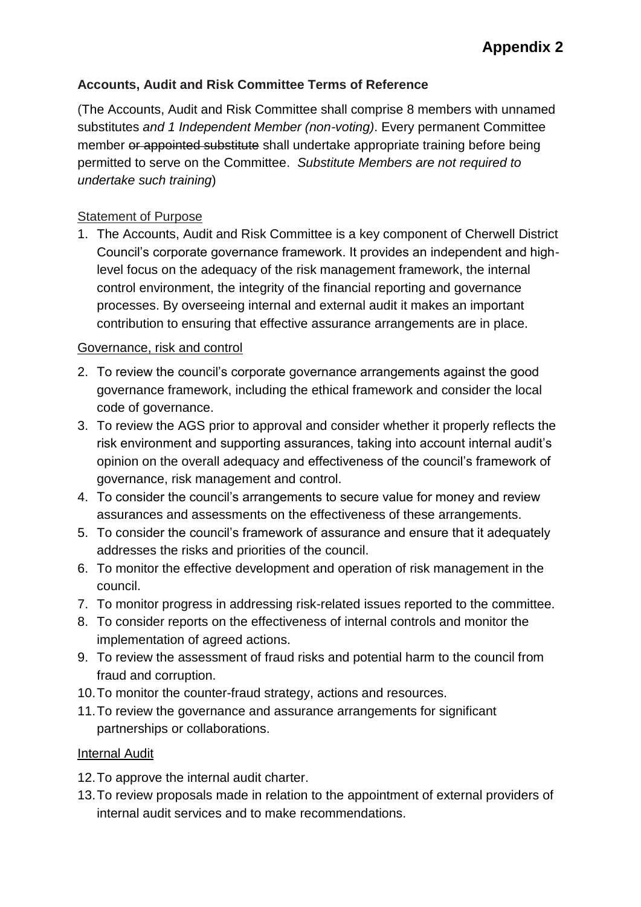**Appendix 2**

**Accounts, Audit and Risk Committee Terms of Reference**

(The Accounts, Audit and Risk Committee shall comprise 8 members with unnamed substitutes *and 1 Independent Member (non-voting)*. Every permanent Committee member ~~or appointed substitute~~ shall undertake appropriate training before being permitted to serve on the Committee. *Substitute Members are not required to undertake such training*)

<u>Statement of Purpose</u>

1. The Accounts, Audit and Risk Committee is a key component of Cherwell District Council's corporate governance framework. It provides an independent and high-level focus on the adequacy of the risk management framework, the internal control environment, the integrity of the financial reporting and governance processes. By overseeing internal and external audit it makes an important contribution to ensuring that effective assurance arrangements are in place.

<u>Governance, risk and control</u>

2. To review the council's corporate governance arrangements against the good governance framework, including the ethical framework and consider the local code of governance.
3. To review the AGS prior to approval and consider whether it properly reflects the risk environment and supporting assurances, taking into account internal audit's opinion on the overall adequacy and effectiveness of the council's framework of governance, risk management and control.
4. To consider the council's arrangements to secure value for money and review assurances and assessments on the effectiveness of these arrangements.
5. To consider the council's framework of assurance and ensure that it adequately addresses the risks and priorities of the council.
6. To monitor the effective development and operation of risk management in the council.
7. To monitor progress in addressing risk-related issues reported to the committee.
8. To consider reports on the effectiveness of internal controls and monitor the implementation of agreed actions.
9. To review the assessment of fraud risks and potential harm to the council from fraud and corruption.
10. To monitor the counter-fraud strategy, actions and resources.
11. To review the governance and assurance arrangements for significant partnerships or collaborations.

<u>Internal Audit</u>

12. To approve the internal audit charter.
13. To review proposals made in relation to the appointment of external providers of internal audit services and to make recommendations.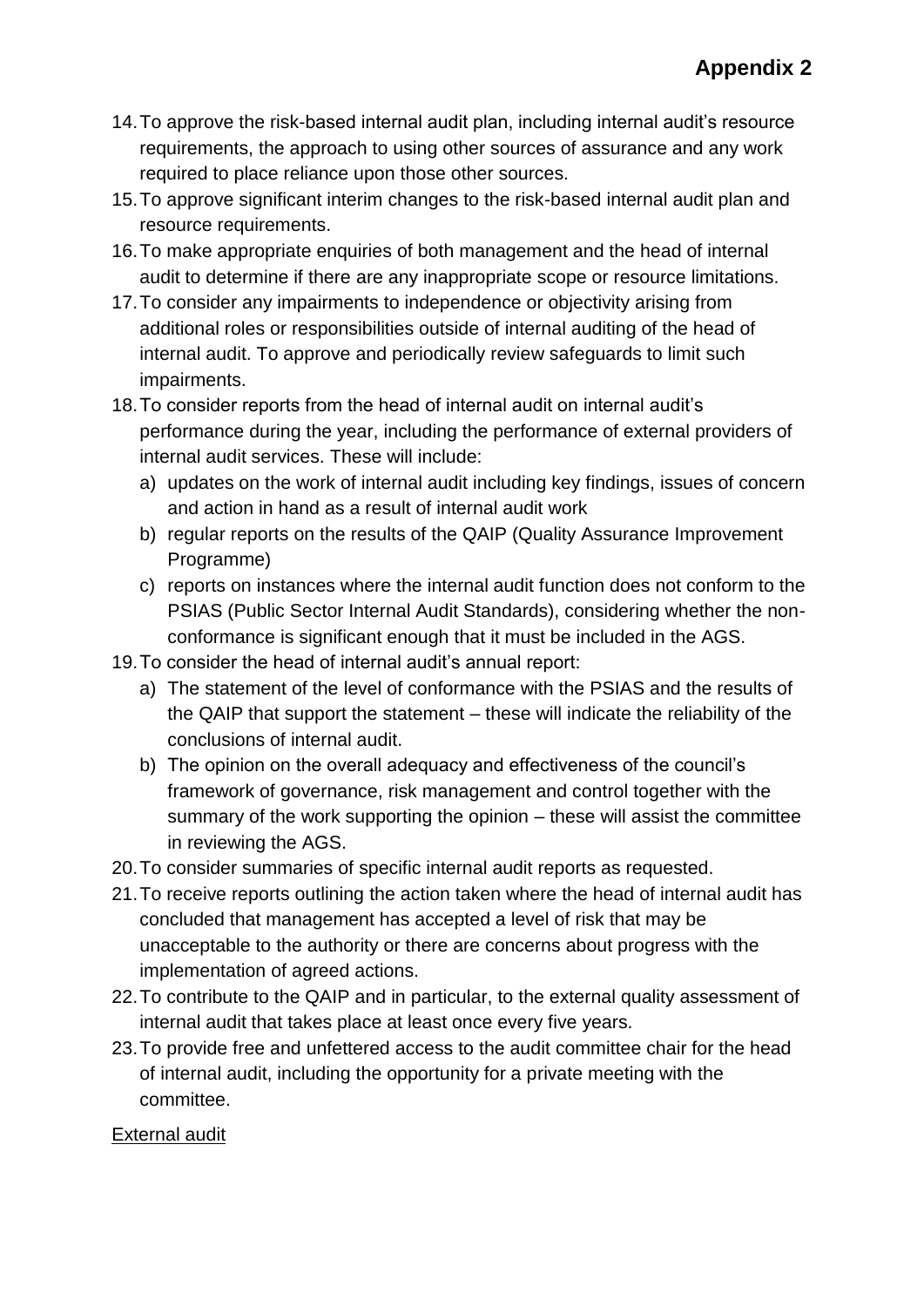14. To approve the risk-based internal audit plan, including internal audit's resource requirements, the approach to using other sources of assurance and any work required to place reliance upon those other sources.
15. To approve significant interim changes to the risk-based internal audit plan and resource requirements.
16. To make appropriate enquiries of both management and the head of internal audit to determine if there are any inappropriate scope or resource limitations.
17. To consider any impairments to independence or objectivity arising from additional roles or responsibilities outside of internal auditing of the head of internal audit. To approve and periodically review safeguards to limit such impairments.
18. To consider reports from the head of internal audit on internal audit's performance during the year, including the performance of external providers of internal audit services. These will include:
    a) updates on the work of internal audit including key findings, issues of concern and action in hand as a result of internal audit work
    b) regular reports on the results of the QAIP (Quality Assurance Improvement Programme)
    c) reports on instances where the internal audit function does not conform to the PSIAS (Public Sector Internal Audit Standards), considering whether the non-conformance is significant enough that it must be included in the AGS.
19. To consider the head of internal audit's annual report:
    a) The statement of the level of conformance with the PSIAS and the results of the QAIP that support the statement – these will indicate the reliability of the conclusions of internal audit.
    b) The opinion on the overall adequacy and effectiveness of the council's framework of governance, risk management and control together with the summary of the work supporting the opinion – these will assist the committee in reviewing the AGS.
20. To consider summaries of specific internal audit reports as requested.
21. To receive reports outlining the action taken where the head of internal audit has concluded that management has accepted a level of risk that may be unacceptable to the authority or there are concerns about progress with the implementation of agreed actions.
22. To contribute to the QAIP and in particular, to the external quality assessment of internal audit that takes place at least once every five years.
23. To provide free and unfettered access to the audit committee chair for the head of internal audit, including the opportunity for a private meeting with the committee.

<u>External audit</u>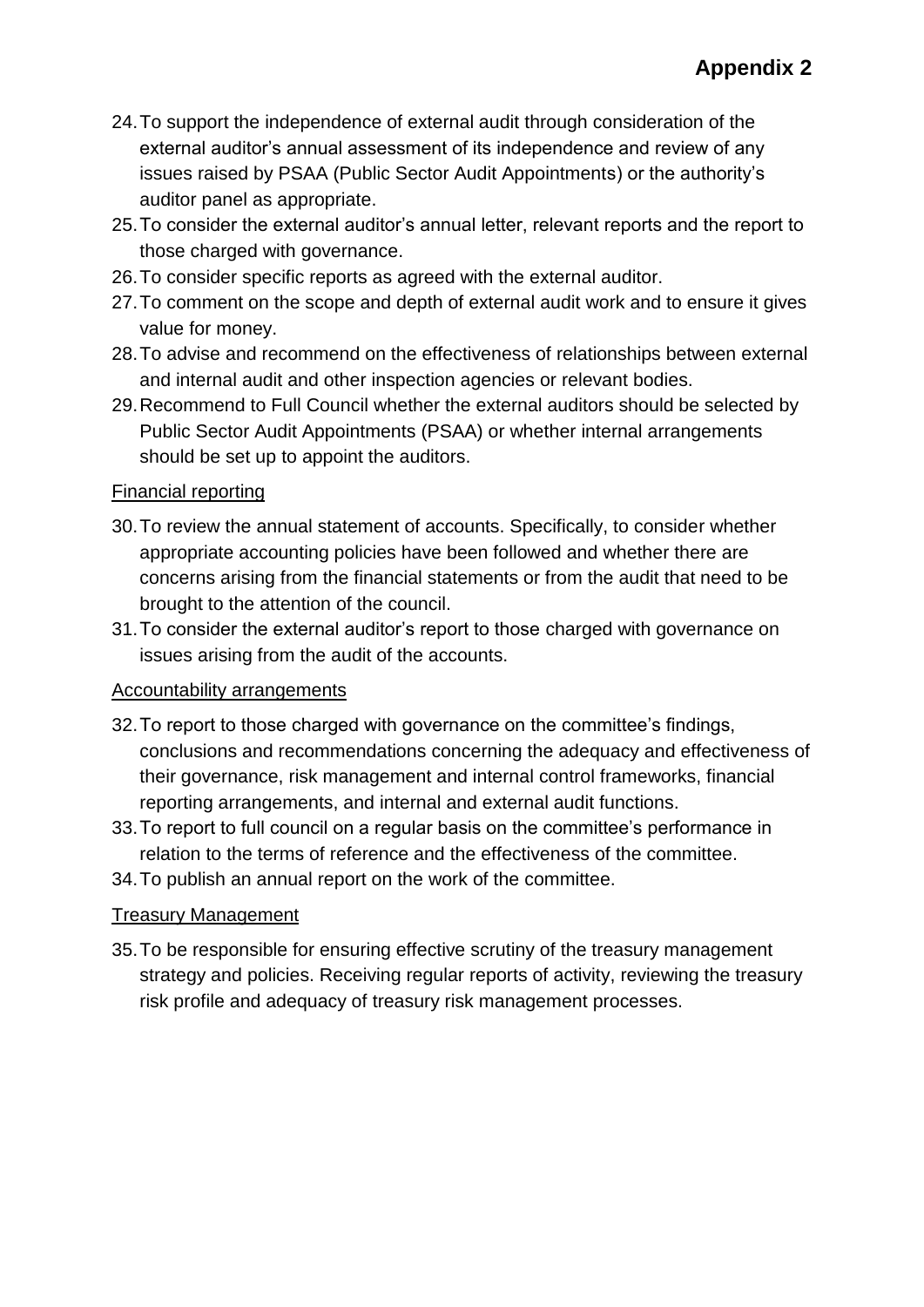24. To support the independence of external audit through consideration of the external auditor's annual assessment of its independence and review of any issues raised by PSAA (Public Sector Audit Appointments) or the authority's auditor panel as appropriate.
25. To consider the external auditor's annual letter, relevant reports and the report to those charged with governance.
26. To consider specific reports as agreed with the external auditor.
27. To comment on the scope and depth of external audit work and to ensure it gives value for money.
28. To advise and recommend on the effectiveness of relationships between external and internal audit and other inspection agencies or relevant bodies.
29. Recommend to Full Council whether the external auditors should be selected by Public Sector Audit Appointments (PSAA) or whether internal arrangements should be set up to appoint the auditors.

Financial reporting

30. To review the annual statement of accounts. Specifically, to consider whether appropriate accounting policies have been followed and whether there are concerns arising from the financial statements or from the audit that need to be brought to the attention of the council.
31. To consider the external auditor's report to those charged with governance on issues arising from the audit of the accounts.

Accountability arrangements

32. To report to those charged with governance on the committee's findings, conclusions and recommendations concerning the adequacy and effectiveness of their governance, risk management and internal control frameworks, financial reporting arrangements, and internal and external audit functions.
33. To report to full council on a regular basis on the committee's performance in relation to the terms of reference and the effectiveness of the committee.
34. To publish an annual report on the work of the committee.

Treasury Management

35. To be responsible for ensuring effective scrutiny of the treasury management strategy and policies. Receiving regular reports of activity, reviewing the treasury risk profile and adequacy of treasury risk management processes.